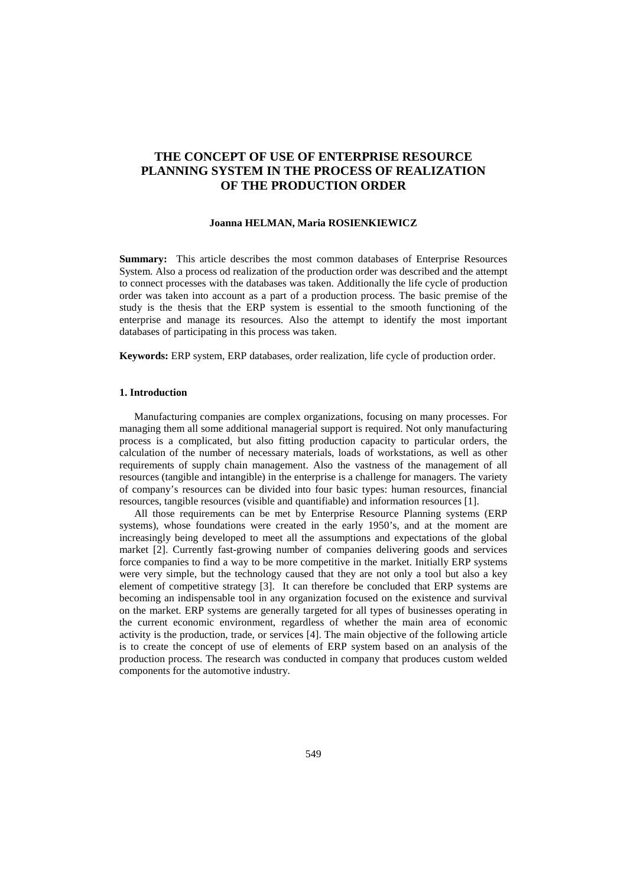# THE CONCEPT OF USE OF ENTERPRISE RESOURCE PLANNING SYSTEM IN THE PROCESS OF REALIZATION OF THE PRODUCTION ORDER

**Joanna HELMAN, Maria ROSIENKIEWICZ**

**Summary:** This article describes the most common databases of Enterprise Resources System. Also a process od realization of the production order was described and the attempt to connect processes with the databases was taken. Additionally the life cycle of production order was taken into account as a part of a production process. The basic premise of the study is the thesis that the ERP system is essential to the smooth functioning of the enterprise and manage its resources. Also the attempt to identify the most important databases of participating in this process was taken.

**Keywords:** ERP system, ERP databases, order realization, life cycle of production order.

## 1. Introduction

Manufacturing companies are complex organizations, focusing on many processes. For managing them all some additional managerial support is required. Not only manufacturing process is a complicated, but also fitting production capacity to particular orders, the calculation of the number of necessary materials, loads of workstations, as well as other requirements of supply chain management. Also the vastness of the management of all resources (tangible and intangible) in the enterprise is a challenge for managers. The variety of company's resources can be divided into four basic types: human resources, financial resources, tangible resources (visible and quantifiable) and information resources [1].

All those requirements can be met by Enterprise Resource Planning systems (ERP systems), whose foundations were created in the early 1950's, and at the moment are increasingly being developed to meet all the assumptions and expectations of the global market [2]. Currently fast-growing number of companies delivering goods and services force companies to find a way to be more competitive in the market. Initially ERP systems were very simple, but the technology caused that they are not only a tool but also a key element of competitive strategy [3]. It can therefore be concluded that ERP systems are becoming an indispensable tool in any organization focused on the existence and survival on the market. ERP systems are generally targeted for all types of businesses operating in the current economic environment, regardless of whether the main area of economic activity is the production, trade, or services [4]. The main objective of the following article is to create the concept of use of elements of ERP system based on an analysis of the production process. The research was conducted in company that produces custom welded components for the automotive industry.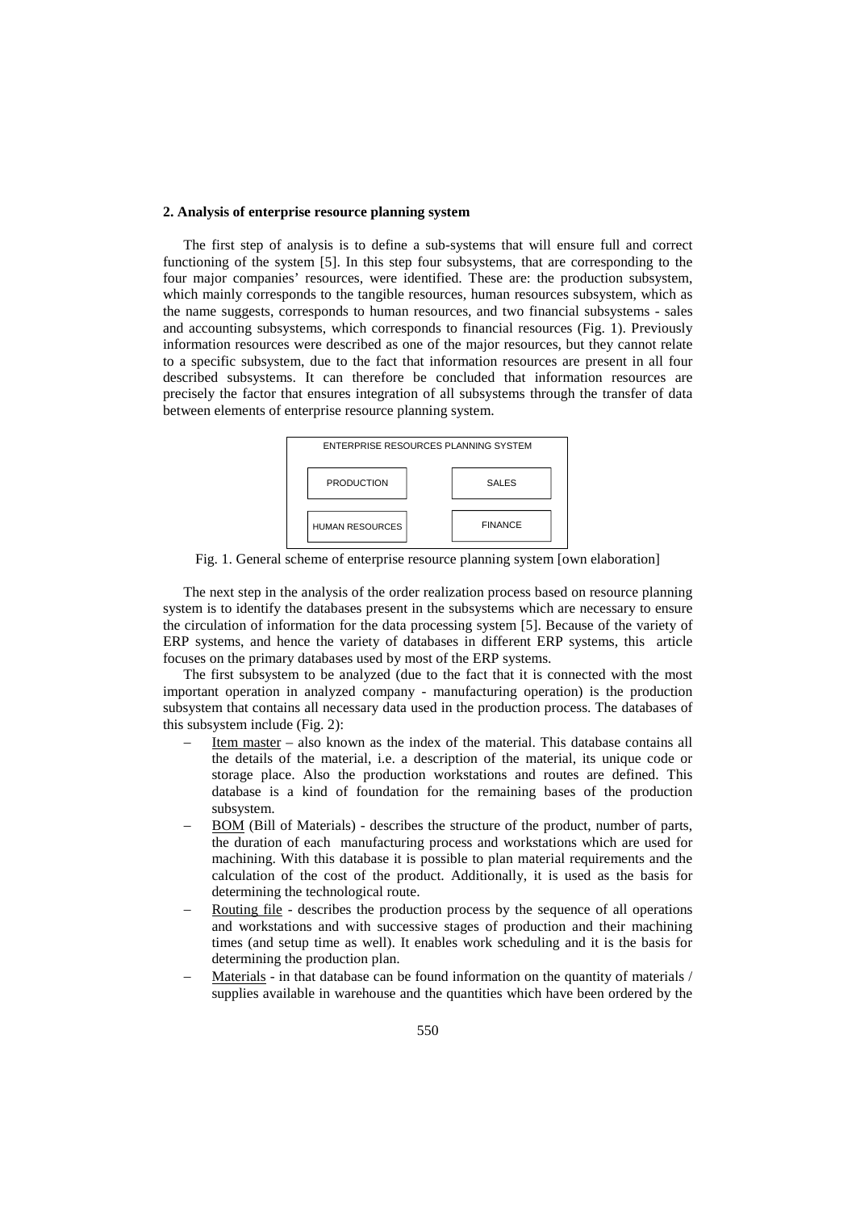## 2. Analysis of enterprise resource planning system

The first step of analysis is to define a sub-systems that will ensure full and correct functioning of the system [5]. In this step four subsystems, that are corresponding to the four major companies' resources, were identified. These are: the production subsystem, which mainly corresponds to the tangible resources, human resources subsystem, which as the name suggests, corresponds to human resources, and two financial subsystems - sales and accounting subsystems, which corresponds to financial resources (Fig. 1). Previously information resources were described as one of the major resources, but they cannot relate to a specific subsystem, due to the fact that information resources are present in all four described subsystems. It can therefore be concluded that information resources are precisely the factor that ensures integration of all subsystems through the transfer of data between elements of enterprise resource planning system.

| ENTERPRISE RESOURCES PLANNING SYSTEM | |
|---|---|
| PRODUCTION | SALES |
| HUMAN RESOURCES | FINANCE |

Fig. 1. General scheme of enterprise resource planning system [own elaboration]

The next step in the analysis of the order realization process based on resource planning system is to identify the databases present in the subsystems which are necessary to ensure the circulation of information for the data processing system [5]. Because of the variety of ERP systems, and hence the variety of databases in different ERP systems, this article focuses on the primary databases used by most of the ERP systems.

The first subsystem to be analyzed (due to the fact that it is connected with the most important operation in analyzed company - manufacturing operation) is the production subsystem that contains all necessary data used in the production process. The databases of this subsystem include (Fig. 2):

- Item master – also known as the index of the material. This database contains all the details of the material, i.e. a description of the material, its unique code or storage place. Also the production workstations and routes are defined. This database is a kind of foundation for the remaining bases of the production subsystem.
- BOM (Bill of Materials) - describes the structure of the product, number of parts, the duration of each manufacturing process and workstations which are used for machining. With this database it is possible to plan material requirements and the calculation of the cost of the product. Additionally, it is used as the basis for determining the technological route.
- Routing file - describes the production process by the sequence of all operations and workstations and with successive stages of production and their machining times (and setup time as well). It enables work scheduling and it is the basis for determining the production plan.
- Materials - in that database can be found information on the quantity of materials / supplies available in warehouse and the quantities which have been ordered by the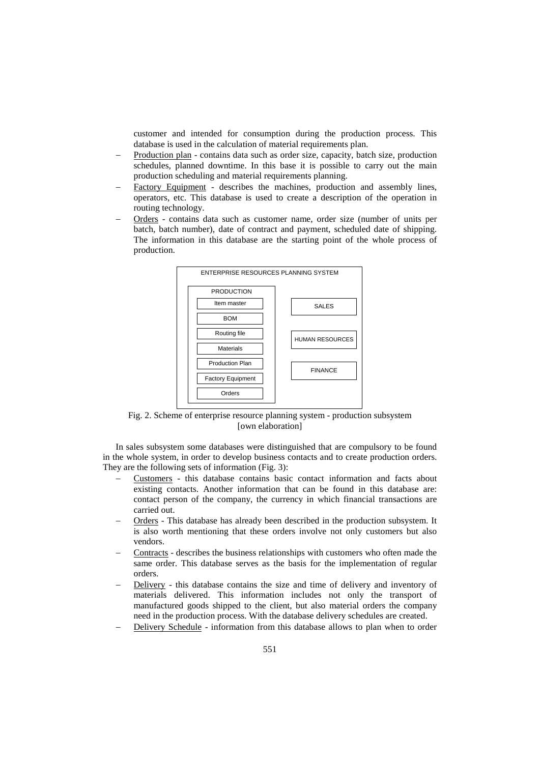customer and intended for consumption during the production process. This database is used in the calculation of material requirements plan.

- Production plan - contains data such as order size, capacity, batch size, production schedules, planned downtime. In this base it is possible to carry out the main production scheduling and material requirements planning.
- Factory Equipment - describes the machines, production and assembly lines, operators, etc. This database is used to create a description of the operation in routing technology.
- Orders - contains data such as customer name, order size (number of units per batch, batch number), date of contract and payment, scheduled date of shipping. The information in this database are the starting point of the whole process of production.

ENTERPRISE RESOURCES PLANNING SYSTEM

- PRODUCTION
  - Item master
  - BOM
  - Routing file
  - Materials
  - Production Plan
  - Factory Equipment
  - Orders
- SALES
- HUMAN RESOURCES
- FINANCE

Fig. 2. Scheme of enterprise resource planning system - production subsystem [own elaboration]

In sales subsystem some databases were distinguished that are compulsory to be found in the whole system, in order to develop business contacts and to create production orders. They are the following sets of information (Fig. 3):

- Customers - this database contains basic contact information and facts about existing contacts. Another information that can be found in this database are: contact person of the company, the currency in which financial transactions are carried out.
- Orders - This database has already been described in the production subsystem. It is also worth mentioning that these orders involve not only customers but also vendors.
- Contracts - describes the business relationships with customers who often made the same order. This database serves as the basis for the implementation of regular orders.
- Delivery - this database contains the size and time of delivery and inventory of materials delivered. This information includes not only the transport of manufactured goods shipped to the client, but also material orders the company need in the production process. With the database delivery schedules are created.
- Delivery Schedule - information from this database allows to plan when to order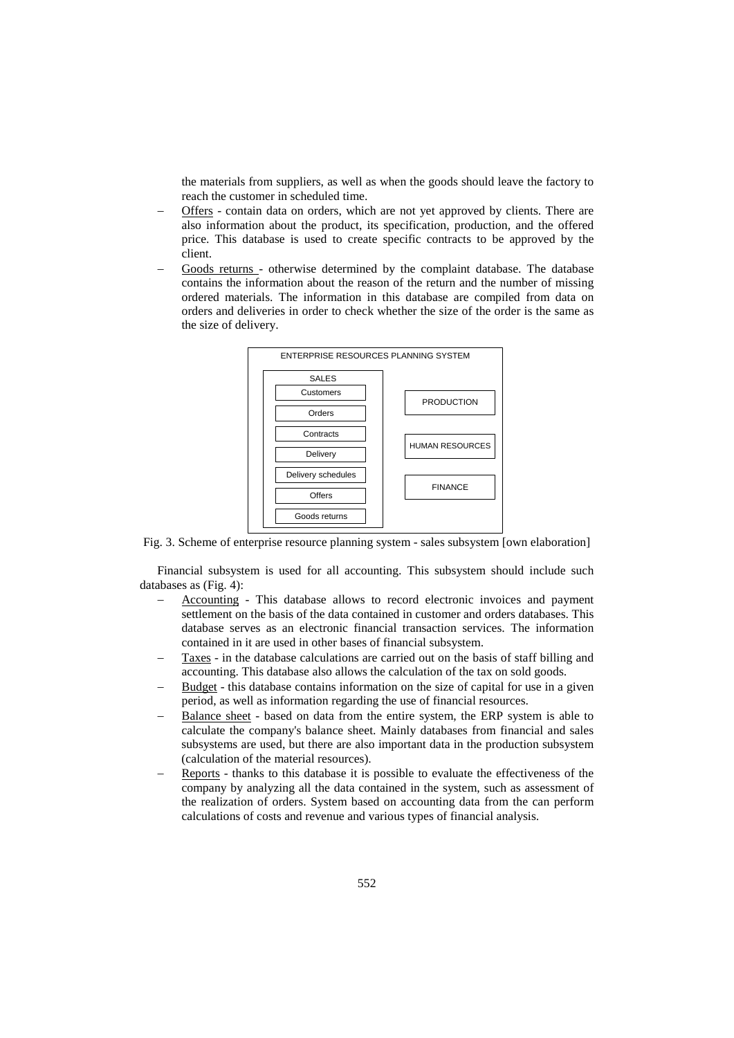the materials from suppliers, as well as when the goods should leave the factory to reach the customer in scheduled time.

- Offers - contain data on orders, which are not yet approved by clients. There are also information about the product, its specification, production, and the offered price. This database is used to create specific contracts to be approved by the client.
- Goods returns - otherwise determined by the complaint database. The database contains the information about the reason of the return and the number of missing ordered materials. The information in this database are compiled from data on orders and deliveries in order to check whether the size of the order is the same as the size of delivery.

ENTERPRISE RESOURCES PLANNING SYSTEM

SALES: Customers, Orders, Contracts, Delivery, Delivery schedules, Offers, Goods returns

PRODUCTION

HUMAN RESOURCES

FINANCE

Fig. 3. Scheme of enterprise resource planning system - sales subsystem [own elaboration]

Financial subsystem is used for all accounting. This subsystem should include such databases as (Fig. 4):

- Accounting - This database allows to record electronic invoices and payment settlement on the basis of the data contained in customer and orders databases. This database serves as an electronic financial transaction services. The information contained in it are used in other bases of financial subsystem.
- Taxes - in the database calculations are carried out on the basis of staff billing and accounting. This database also allows the calculation of the tax on sold goods.
- Budget - this database contains information on the size of capital for use in a given period, as well as information regarding the use of financial resources.
- Balance sheet - based on data from the entire system, the ERP system is able to calculate the company's balance sheet. Mainly databases from financial and sales subsystems are used, but there are also important data in the production subsystem (calculation of the material resources).
- Reports - thanks to this database it is possible to evaluate the effectiveness of the company by analyzing all the data contained in the system, such as assessment of the realization of orders. System based on accounting data from the can perform calculations of costs and revenue and various types of financial analysis.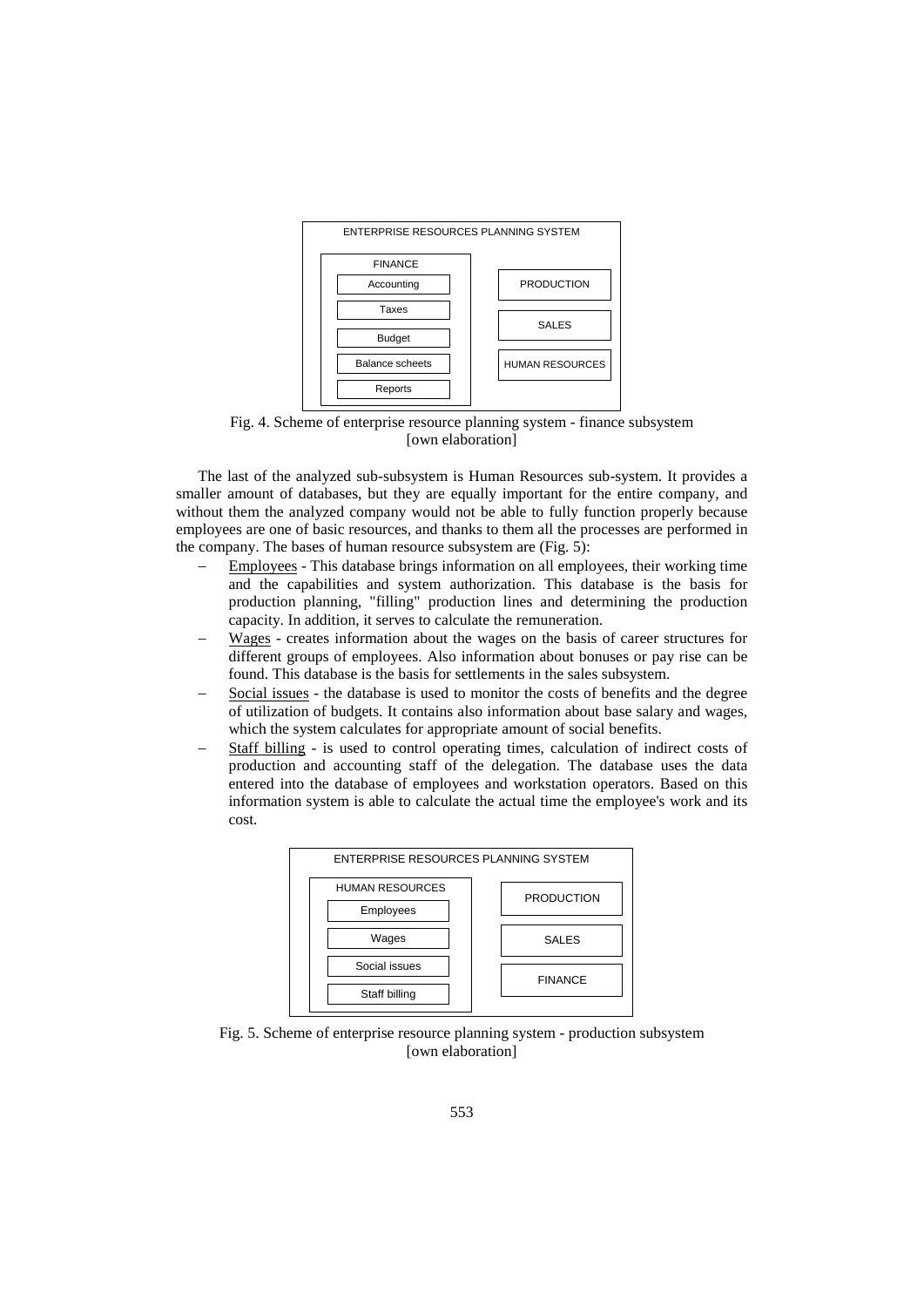ENTERPRISE RESOURCES PLANNING SYSTEM

| FINANCE | |
|---|---|
| Accounting | PRODUCTION |
| Taxes | SALES |
| Budget | |
| Balance scheets | HUMAN RESOURCES |
| Reports | |

Fig. 4. Scheme of enterprise resource planning system - finance subsystem [own elaboration]

The last of the analyzed sub-subsystem is Human Resources sub-system. It provides a smaller amount of databases, but they are equally important for the entire company, and without them the analyzed company would not be able to fully function properly because employees are one of basic resources, and thanks to them all the processes are performed in the company. The bases of human resource subsystem are (Fig. 5):

- Employees - This database brings information on all employees, their working time and the capabilities and system authorization. This database is the basis for production planning, "filling" production lines and determining the production capacity. In addition, it serves to calculate the remuneration.
- Wages - creates information about the wages on the basis of career structures for different groups of employees. Also information about bonuses or pay rise can be found. This database is the basis for settlements in the sales subsystem.
- Social issues - the database is used to monitor the costs of benefits and the degree of utilization of budgets. It contains also information about base salary and wages, which the system calculates for appropriate amount of social benefits.
- Staff billing - is used to control operating times, calculation of indirect costs of production and accounting staff of the delegation. The database uses the data entered into the database of employees and workstation operators. Based on this information system is able to calculate the actual time the employee's work and its cost.

ENTERPRISE RESOURCES PLANNING SYSTEM

| HUMAN RESOURCES | |
|---|---|
| Employees | PRODUCTION |
| Wages | SALES |
| Social issues | FINANCE |
| Staff billing | |

Fig. 5. Scheme of enterprise resource planning system - production subsystem [own elaboration]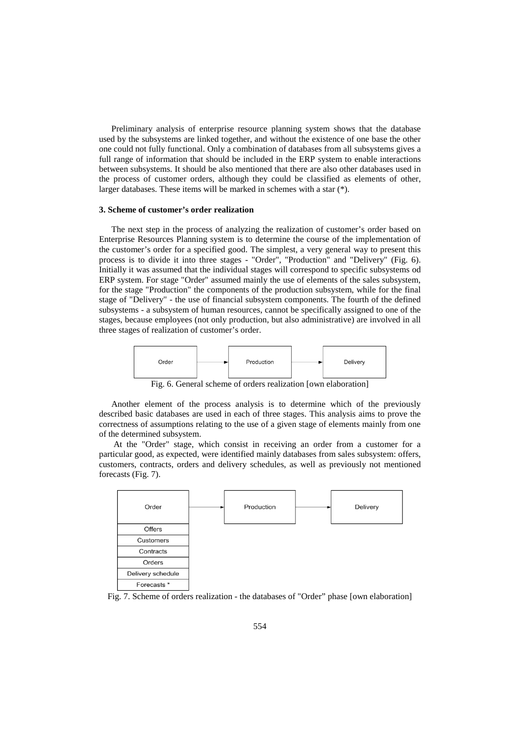Preliminary analysis of enterprise resource planning system shows that the database used by the subsystems are linked together, and without the existence of one base the other one could not fully functional. Only a combination of databases from all subsystems gives a full range of information that should be included in the ERP system to enable interactions between subsystems. It should be also mentioned that there are also other databases used in the process of customer orders, although they could be classified as elements of other, larger databases. These items will be marked in schemes with a star (*).

### 3. Scheme of customer's order realization

The next step in the process of analyzing the realization of customer's order based on Enterprise Resources Planning system is to determine the course of the implementation of the customer's order for a specified good. The simplest, a very general way to present this process is to divide it into three stages - "Order", "Production" and "Delivery" (Fig. 6). Initially it was assumed that the individual stages will correspond to specific subsystems od ERP system. For stage "Order" assumed mainly the use of elements of the sales subsystem, for the stage "Production" the components of the production subsystem, while for the final stage of "Delivery" - the use of financial subsystem components. The fourth of the defined subsystems - a subsystem of human resources, cannot be specifically assigned to one of the stages, because employees (not only production, but also administrative) are involved in all three stages of realization of customer's order.

Order → Production → Delivery

Fig. 6. General scheme of orders realization [own elaboration]

Another element of the process analysis is to determine which of the previously described basic databases are used in each of three stages. This analysis aims to prove the correctness of assumptions relating to the use of a given stage of elements mainly from one of the determined subsystem.

At the "Order" stage, which consist in receiving an order from a customer for a particular good, as expected, were identified mainly databases from sales subsystem: offers, customers, contracts, orders and delivery schedules, as well as previously not mentioned forecasts (Fig. 7).

Order → Production → Delivery

| Order |
| --- |
| Offers |
| Customers |
| Contracts |
| Orders |
| Delivery schedule |
| Forecasts * |

Fig. 7. Scheme of orders realization - the databases of "Order" phase [own elaboration]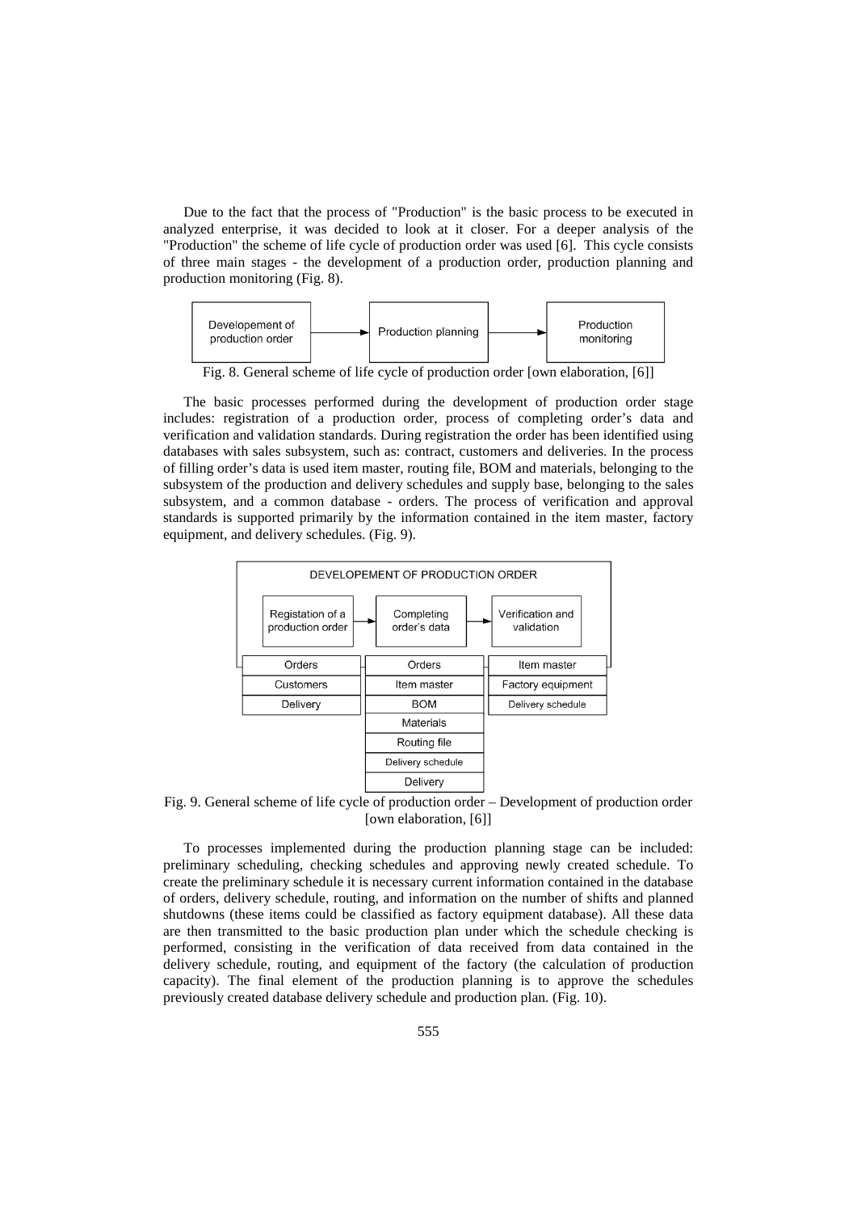Due to the fact that the process of "Production" is the basic process to be executed in analyzed enterprise, it was decided to look at it closer. For a deeper analysis of the "Production" the scheme of life cycle of production order was used [6]. This cycle consists of three main stages - the development of a production order, production planning and production monitoring (Fig. 8).

Developement of production order → Production planning → Production monitoring

Fig. 8. General scheme of life cycle of production order [own elaboration, [6]]

The basic processes performed during the development of production order stage includes: registration of a production order, process of completing order's data and verification and validation standards. During registration the order has been identified using databases with sales subsystem, such as: contract, customers and deliveries. In the process of filling order's data is used item master, routing file, BOM and materials, belonging to the subsystem of the production and delivery schedules and supply base, belonging to the sales subsystem, and a common database - orders. The process of verification and approval standards is supported primarily by the information contained in the item master, factory equipment, and delivery schedules. (Fig. 9).

DEVELOPEMENT OF PRODUCTION ORDER

| Registation of a production order | Completing order's data | Verification and validation |
|---|---|---|
| Orders | Orders | Item master |
| Customers | Item master | Factory equipment |
| Delivery | BOM | Delivery schedule |
| | Materials | |
| | Routing file | |
| | Delivery schedule | |
| | Delivery | |

Fig. 9. General scheme of life cycle of production order – Development of production order [own elaboration, [6]]

To processes implemented during the production planning stage can be included: preliminary scheduling, checking schedules and approving newly created schedule. To create the preliminary schedule it is necessary current information contained in the database of orders, delivery schedule, routing, and information on the number of shifts and planned shutdowns (these items could be classified as factory equipment database). All these data are then transmitted to the basic production plan under which the schedule checking is performed, consisting in the verification of data received from data contained in the delivery schedule, routing, and equipment of the factory (the calculation of production capacity). The final element of the production planning is to approve the schedules previously created database delivery schedule and production plan. (Fig. 10).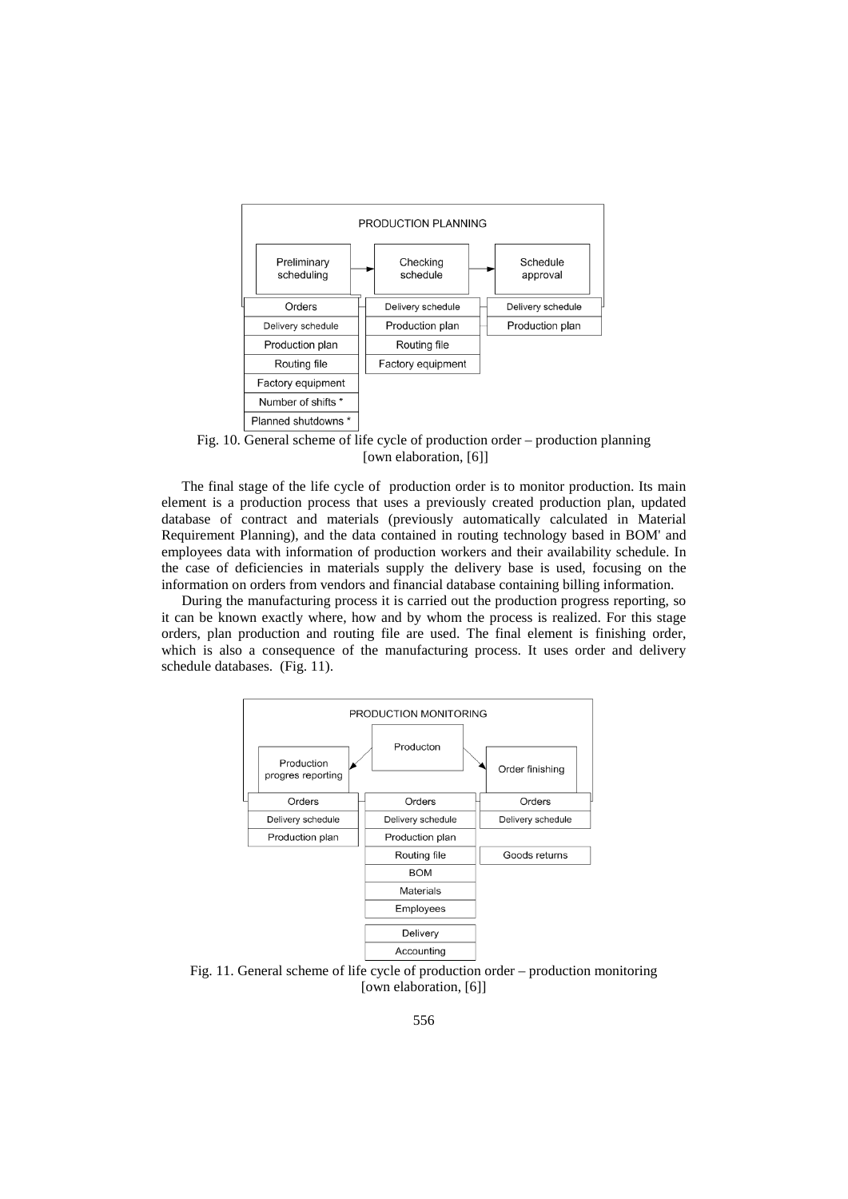PRODUCTION PLANNING

| Preliminary scheduling | Checking schedule | Schedule approval |
| --- | --- | --- |
| Orders | Delivery schedule | Delivery schedule |
| Delivery schedule | Production plan | Production plan |
| Production plan | Routing file | |
| Routing file | Factory equipment | |
| Factory equipment | | |
| Number of shifts * | | |
| Planned shutdowns * | | |

Fig. 10. General scheme of life cycle of production order – production planning [own elaboration, [6]]

The final stage of the life cycle of production order is to monitor production. Its main element is a production process that uses a previously created production plan, updated database of contract and materials (previously automatically calculated in Material Requirement Planning), and the data contained in routing technology based in BOM' and employees data with information of production workers and their availability schedule. In the case of deficiencies in materials supply the delivery base is used, focusing on the information on orders from vendors and financial database containing billing information.

During the manufacturing process it is carried out the production progress reporting, so it can be known exactly where, how and by whom the process is realized. For this stage orders, plan production and routing file are used. The final element is finishing order, which is also a consequence of the manufacturing process. It uses order and delivery schedule databases. (Fig. 11).

PRODUCTION MONITORING

| Production progres reporting | Producton | Order finishing |
| --- | --- | --- |
| Orders | Orders | Orders |
| Delivery schedule | Delivery schedule | Delivery schedule |
| Production plan | Production plan | |
| | Routing file | Goods returns |
| | BOM | |
| | Materials | |
| | Employees | |
| | Delivery | |
| | Accounting | |

Fig. 11. General scheme of life cycle of production order – production monitoring [own elaboration, [6]]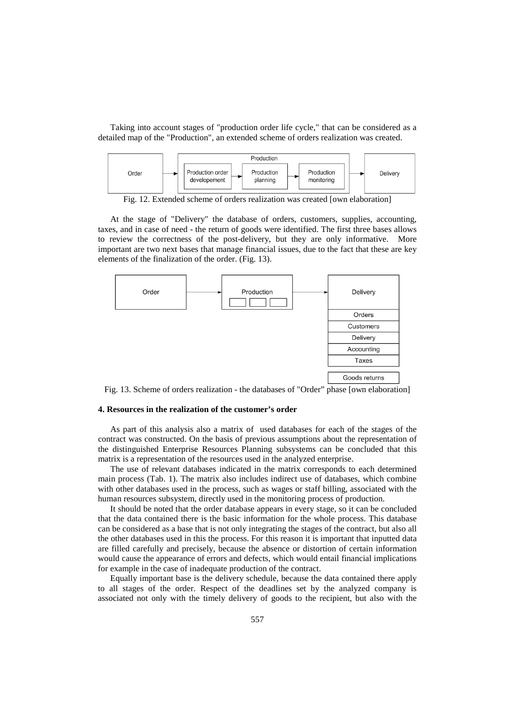Taking into account stages of "production order life cycle," that can be considered as a detailed map of the "Production", an extended scheme of orders realization was created.

Fig. 12. Extended scheme of orders realization was created [own elaboration]

At the stage of "Delivery" the database of orders, customers, supplies, accounting, taxes, and in case of need - the return of goods were identified. The first three bases allows to review the correctness of the post-delivery, but they are only informative. More important are two next bases that manage financial issues, due to the fact that these are key elements of the finalization of the order. (Fig. 13).

Fig. 13. Scheme of orders realization - the databases of "Order" phase [own elaboration]

#### 4. Resources in the realization of the customer's order

As part of this analysis also a matrix of used databases for each of the stages of the contract was constructed. On the basis of previous assumptions about the representation of the distinguished Enterprise Resources Planning subsystems can be concluded that this matrix is a representation of the resources used in the analyzed enterprise.

The use of relevant databases indicated in the matrix corresponds to each determined main process (Tab. 1). The matrix also includes indirect use of databases, which combine with other databases used in the process, such as wages or staff billing, associated with the human resources subsystem, directly used in the monitoring process of production.

It should be noted that the order database appears in every stage, so it can be concluded that the data contained there is the basic information for the whole process. This database can be considered as a base that is not only integrating the stages of the contract, but also all the other databases used in this the process. For this reason it is important that inputted data are filled carefully and precisely, because the absence or distortion of certain information would cause the appearance of errors and defects, which would entail financial implications for example in the case of inadequate production of the contract.

Equally important base is the delivery schedule, because the data contained there apply to all stages of the order. Respect of the deadlines set by the analyzed company is associated not only with the timely delivery of goods to the recipient, but also with the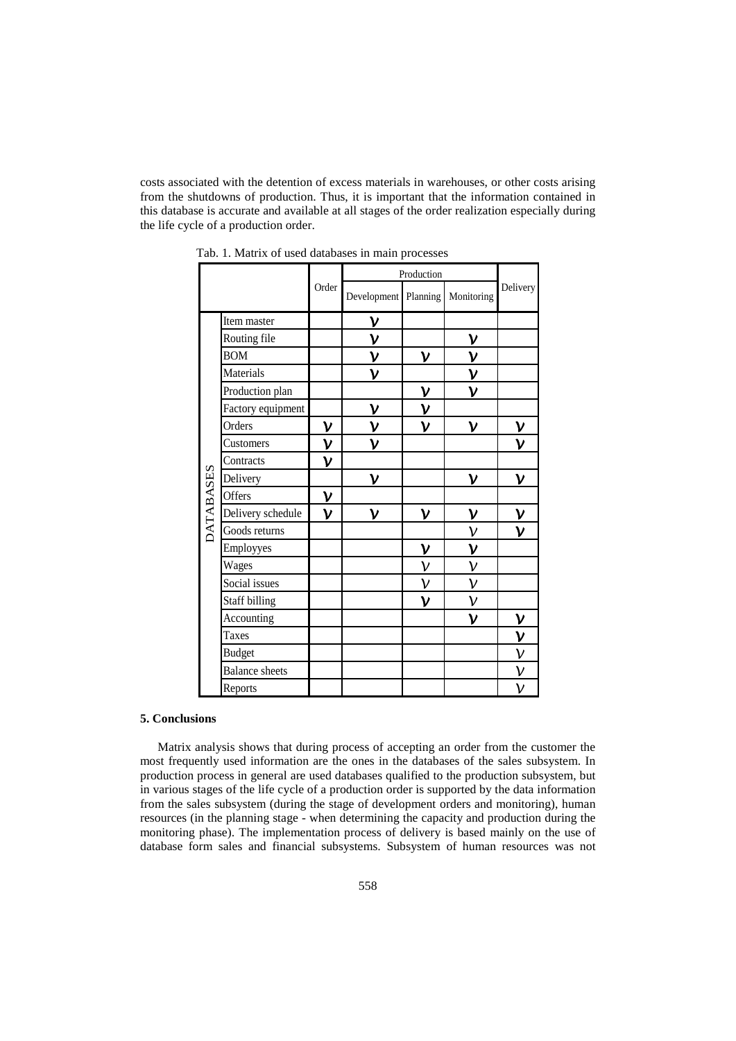costs associated with the detention of excess materials in warehouses, or other costs arising from the shutdowns of production. Thus, it is important that the information contained in this database is accurate and available at all stages of the order realization especially during the life cycle of a production order.

Tab. 1. Matrix of used databases in main processes

| | | Order | Production | | | Delivery |
|---|---|---|---|---|---|---|
| | | | Development | Planning | Monitoring | |
| DATABASES | Item master | | v | | | |
| | Routing file | | v | | v | |
| | BOM | | v | v | v | |
| | Materials | | v | | v | |
| | Production plan | | | v | v | |
| | Factory equipment | | v | v | | |
| | Orders | v | v | v | v | v |
| | Customers | v | v | | | v |
| | Contracts | v | | | | |
| | Delivery | | v | | v | v |
| | Offers | v | | | | |
| | Delivery schedule | v | v | v | v | v |
| | Goods returns | | | | v | v |
| | Employyes | | | v | v | |
| | Wages | | | v | v | |
| | Social issues | | | v | v | |
| | Staff billing | | | v | v | |
| | Accounting | | | | v | v |
| | Taxes | | | | | v |
| | Budget | | | | | v |
| | Balance sheets | | | | | v |
| | Reports | | | | | v |

## 5. Conclusions

Matrix analysis shows that during process of accepting an order from the customer the most frequently used information are the ones in the databases of the sales subsystem. In production process in general are used databases qualified to the production subsystem, but in various stages of the life cycle of a production order is supported by the data information from the sales subsystem (during the stage of development orders and monitoring), human resources (in the planning stage - when determining the capacity and production during the monitoring phase). The implementation process of delivery is based mainly on the use of database form sales and financial subsystems. Subsystem of human resources was not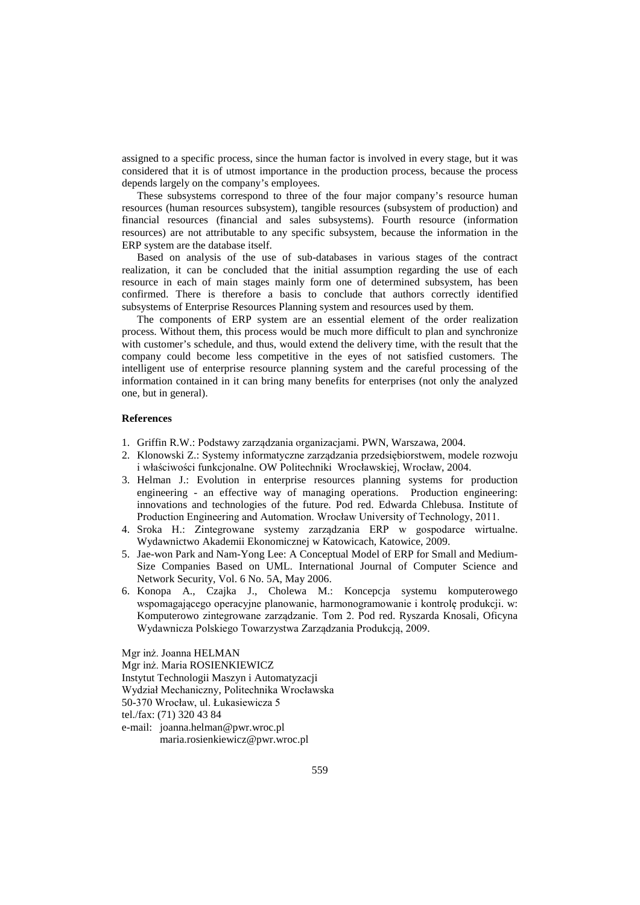assigned to a specific process, since the human factor is involved in every stage, but it was considered that it is of utmost importance in the production process, because the process depends largely on the company's employees.

These subsystems correspond to three of the four major company's resource human resources (human resources subsystem), tangible resources (subsystem of production) and financial resources (financial and sales subsystems). Fourth resource (information resources) are not attributable to any specific subsystem, because the information in the ERP system are the database itself.

Based on analysis of the use of sub-databases in various stages of the contract realization, it can be concluded that the initial assumption regarding the use of each resource in each of main stages mainly form one of determined subsystem, has been confirmed. There is therefore a basis to conclude that authors correctly identified subsystems of Enterprise Resources Planning system and resources used by them.

The components of ERP system are an essential element of the order realization process. Without them, this process would be much more difficult to plan and synchronize with customer's schedule, and thus, would extend the delivery time, with the result that the company could become less competitive in the eyes of not satisfied customers. The intelligent use of enterprise resource planning system and the careful processing of the information contained in it can bring many benefits for enterprises (not only the analyzed one, but in general).

## References

1. Griffin R.W.: Podstawy zarządzania organizacjami. PWN, Warszawa, 2004.
2. Klonowski Z.: Systemy informatyczne zarządzania przedsiębiorstwem, modele rozwoju i właściwości funkcjonalne. OW Politechniki Wrocławskiej, Wrocław, 2004.
3. Helman J.: Evolution in enterprise resources planning systems for production engineering - an effective way of managing operations. Production engineering: innovations and technologies of the future. Pod red. Edwarda Chlebusa. Institute of Production Engineering and Automation. Wrocław University of Technology, 2011.
4. Sroka H.: Zintegrowane systemy zarządzania ERP w gospodarce wirtualne. Wydawnictwo Akademii Ekonomicznej w Katowicach, Katowice, 2009.
5. Jae-won Park and Nam-Yong Lee: A Conceptual Model of ERP for Small and Medium-Size Companies Based on UML. International Journal of Computer Science and Network Security, Vol. 6 No. 5A, May 2006.
6. Konopa A., Czajka J., Cholewa M.: Koncepcja systemu komputerowego wspomagającego operacyjne planowanie, harmonogramowanie i kontrolę produkcji. w: Komputerowo zintegrowane zarządzanie. Tom 2. Pod red. Ryszarda Knosali, Oficyna Wydawnicza Polskiego Towarzystwa Zarządzania Produkcją, 2009.

Mgr inż. Joanna HELMAN
Mgr inż. Maria ROSIENKIEWICZ
Instytut Technologii Maszyn i Automatyzacji
Wydział Mechaniczny, Politechnika Wrocławska
50-370 Wrocław, ul. Łukasiewicza 5
tel./fax: (71) 320 43 84
e-mail: joanna.helman@pwr.wroc.pl
maria.rosienkiewicz@pwr.wroc.pl